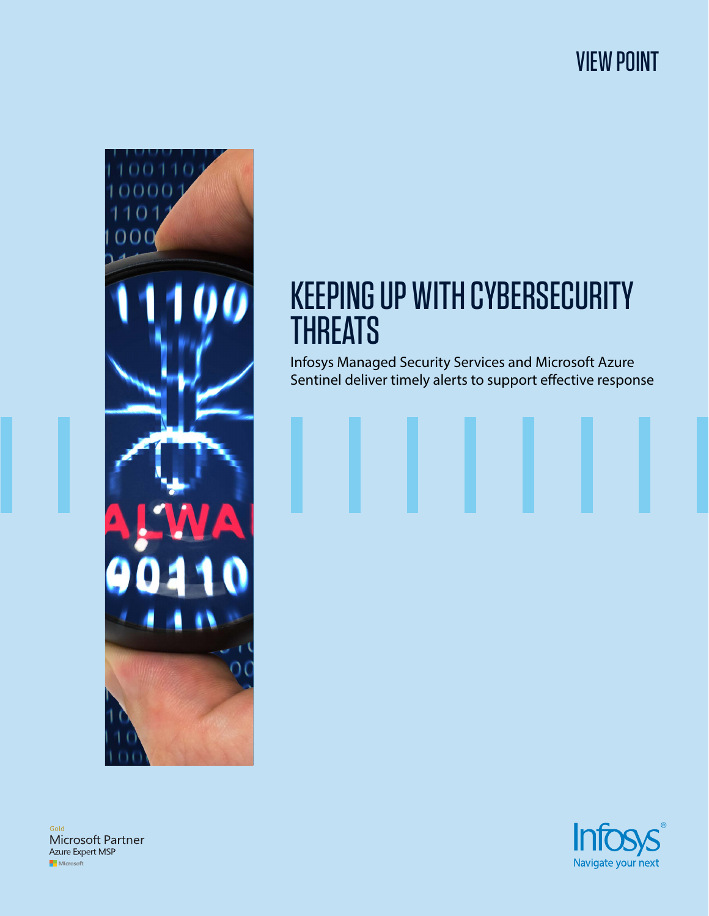VIEW POINT

# KEEPING UP WITH CYBERSECURITY THREATS

Infosys Managed Security Services and Microsoft Azure Sentinel deliver timely alerts to support effective response

Gold
Microsoft Partner
Azure Expert MSP
Microsoft

Infosys®
Navigate your next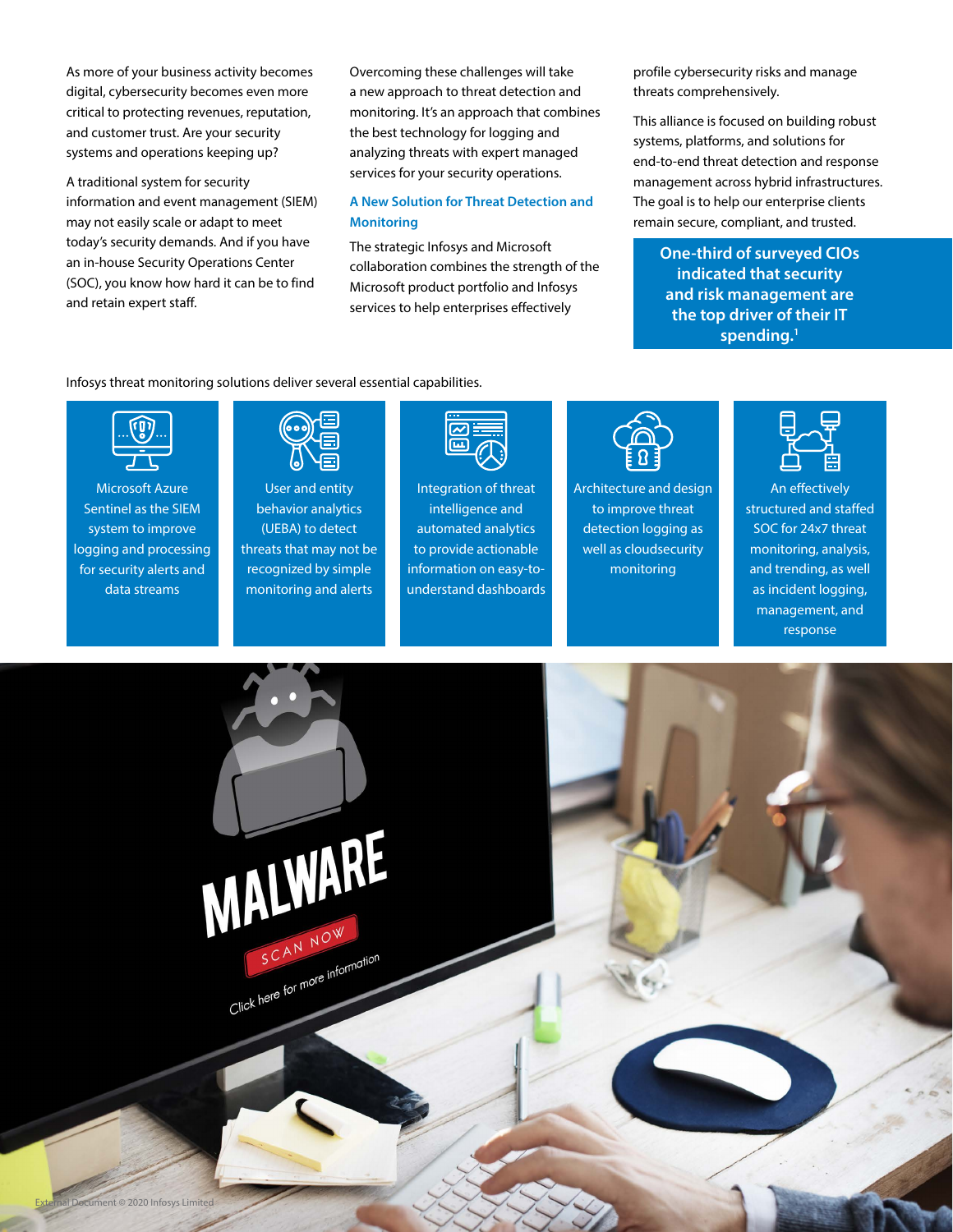As more of your business activity becomes digital, cybersecurity becomes even more critical to protecting revenues, reputation, and customer trust. Are your security systems and operations keeping up?

A traditional system for security information and event management (SIEM) may not easily scale or adapt to meet today's security demands. And if you have an in-house Security Operations Center (SOC), you know how hard it can be to find and retain expert staff.

Overcoming these challenges will take a new approach to threat detection and monitoring. It's an approach that combines the best technology for logging and analyzing threats with expert managed services for your security operations.

## A New Solution for Threat Detection and Monitoring

The strategic Infosys and Microsoft collaboration combines the strength of the Microsoft product portfolio and Infosys services to help enterprises effectively profile cybersecurity risks and manage threats comprehensively.

This alliance is focused on building robust systems, platforms, and solutions for end-to-end threat detection and response management across hybrid infrastructures. The goal is to help our enterprise clients remain secure, compliant, and trusted.

**One-third of surveyed CIOs indicated that security and risk management are the top driver of their IT spending.[1]**

Infosys threat monitoring solutions deliver several essential capabilities.

- Microsoft Azure Sentinel as the SIEM system to improve logging and processing for security alerts and data streams
- User and entity behavior analytics (UEBA) to detect threats that may not be recognized by simple monitoring and alerts
- Integration of threat intelligence and automated analytics to provide actionable information on easy-to-understand dashboards
- Architecture and design to improve threat detection logging as well as cloudsecurity monitoring
- An effectively structured and staffed SOC for 24x7 threat monitoring, analysis, and trending, as well as incident logging, management, and response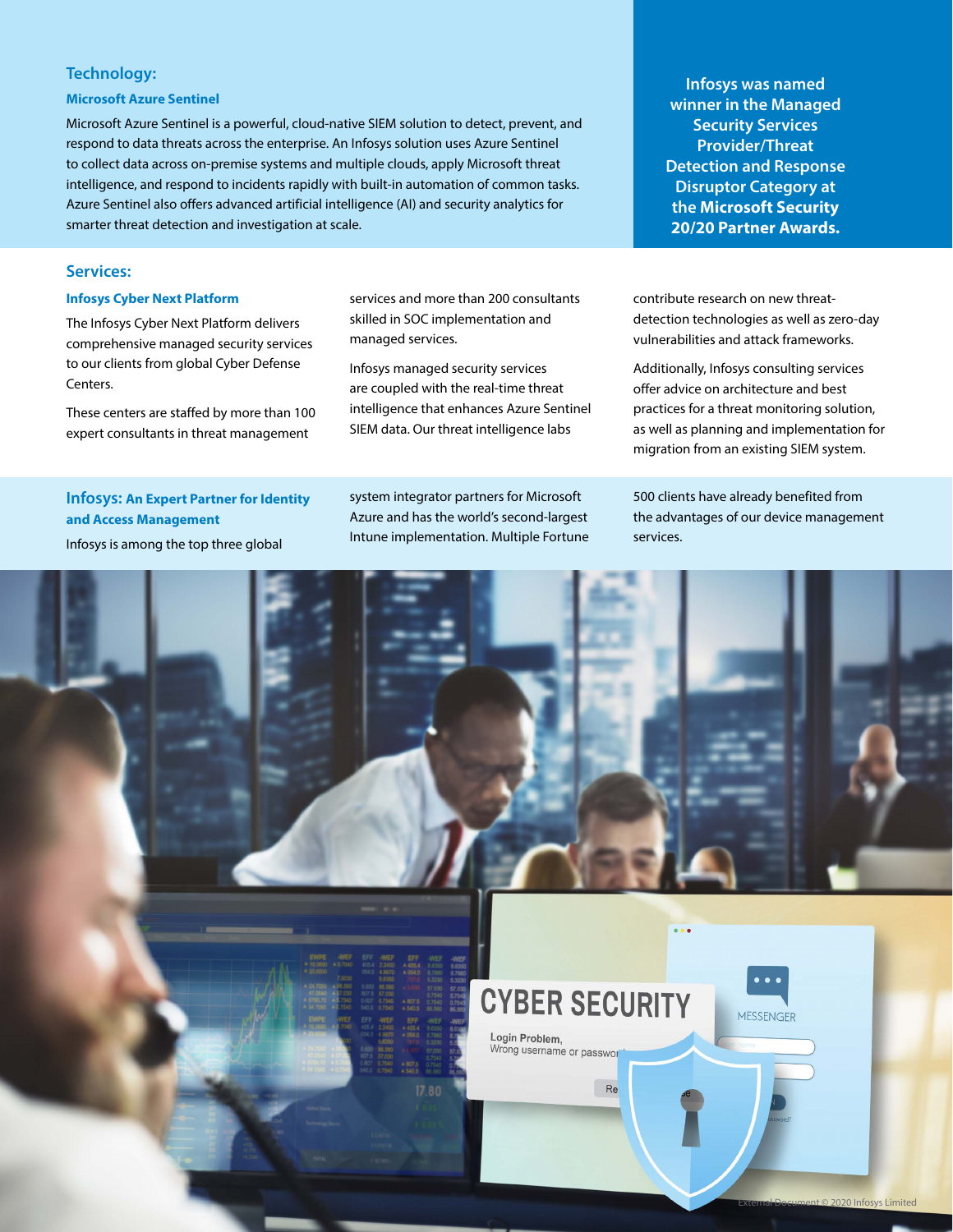## Technology:

### Microsoft Azure Sentinel

Microsoft Azure Sentinel is a powerful, cloud-native SIEM solution to detect, prevent, and respond to data threats across the enterprise. An Infosys solution uses Azure Sentinel to collect data across on-premise systems and multiple clouds, apply Microsoft threat intelligence, and respond to incidents rapidly with built-in automation of common tasks. Azure Sentinel also offers advanced artificial intelligence (AI) and security analytics for smarter threat detection and investigation at scale.

**Infosys was named winner in the Managed Security Services Provider/Threat Detection and Response Disruptor Category at the Microsoft Security 20/20 Partner Awards.**

## Services:

### Infosys Cyber Next Platform

The Infosys Cyber Next Platform delivers comprehensive managed security services to our clients from global Cyber Defense Centers.

These centers are staffed by more than 100 expert consultants in threat management services and more than 200 consultants skilled in SOC implementation and managed services.

Infosys managed security services are coupled with the real-time threat intelligence that enhances Azure Sentinel SIEM data. Our threat intelligence labs contribute research on new threat-detection technologies as well as zero-day vulnerabilities and attack frameworks.

Additionally, Infosys consulting services offer advice on architecture and best practices for a threat monitoring solution, as well as planning and implementation for migration from an existing SIEM system.

## Infosys: An Expert Partner for Identity and Access Management

Infosys is among the top three global system integrator partners for Microsoft Azure and has the world's second-largest Intune implementation. Multiple Fortune 500 clients have already benefited from the advantages of our device management services.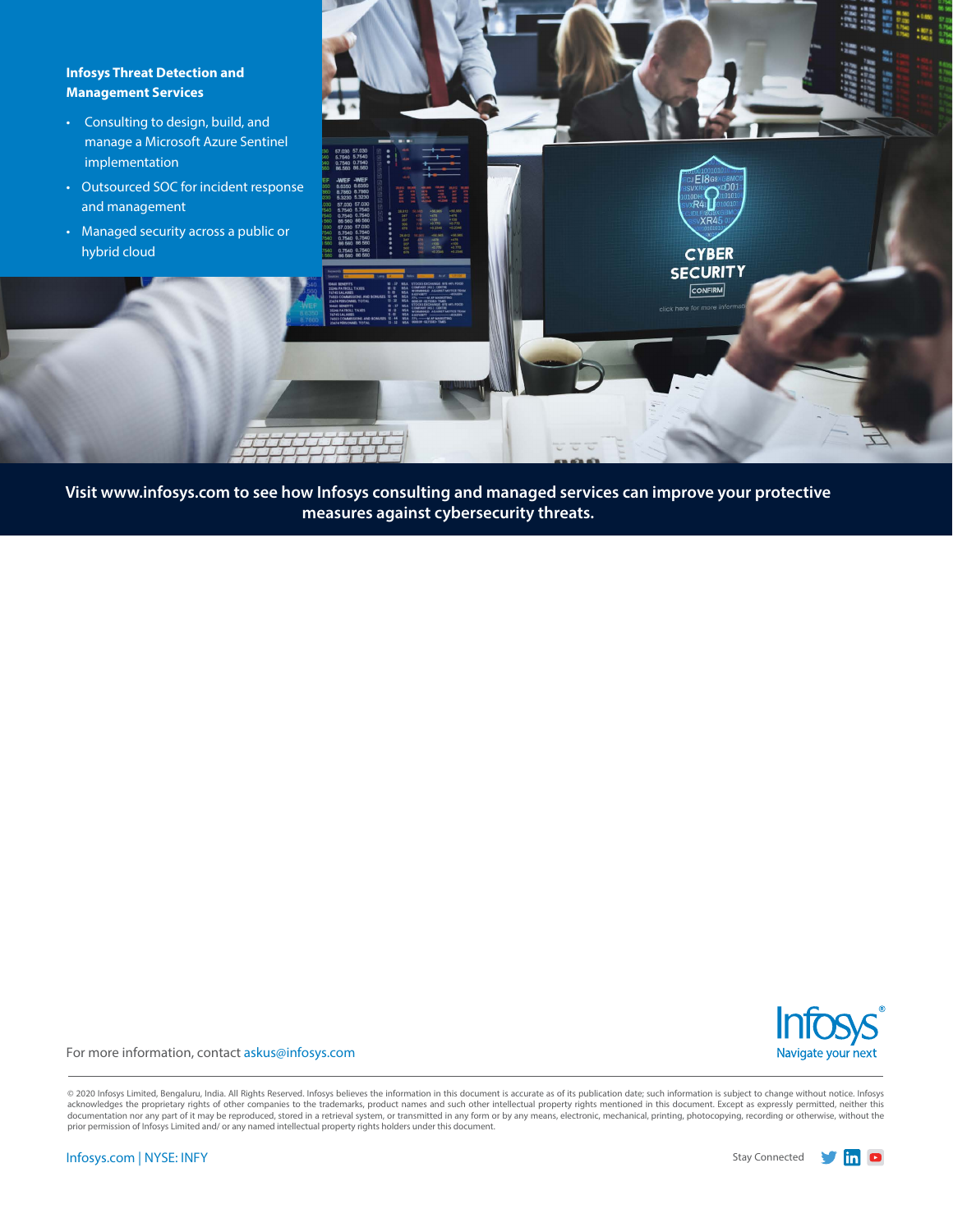**Infosys Threat Detection and Management Services**

- Consulting to design, build, and manage a Microsoft Azure Sentinel implementation
- Outsourced SOC for incident response and management
- Managed security across a public or hybrid cloud

**Visit www.infosys.com to see how Infosys consulting and managed services can improve your protective measures against cybersecurity threats.**

For more information, contact askus@infosys.com

Infosys®
Navigate your next

© 2020 Infosys Limited, Bengaluru, India. All Rights Reserved. Infosys believes the information in this document is accurate as of its publication date; such information is subject to change without notice. Infosys acknowledges the proprietary rights of other companies to the trademarks, product names and such other intellectual property rights mentioned in this document. Except as expressly permitted, neither this documentation nor any part of it may be reproduced, stored in a retrieval system, or transmitted in any form or by any means, electronic, mechanical, printing, photocopying, recording or otherwise, without the prior permission of Infosys Limited and/ or any named intellectual property rights holders under this document.

Infosys.com | NYSE: INFY

Stay Connected